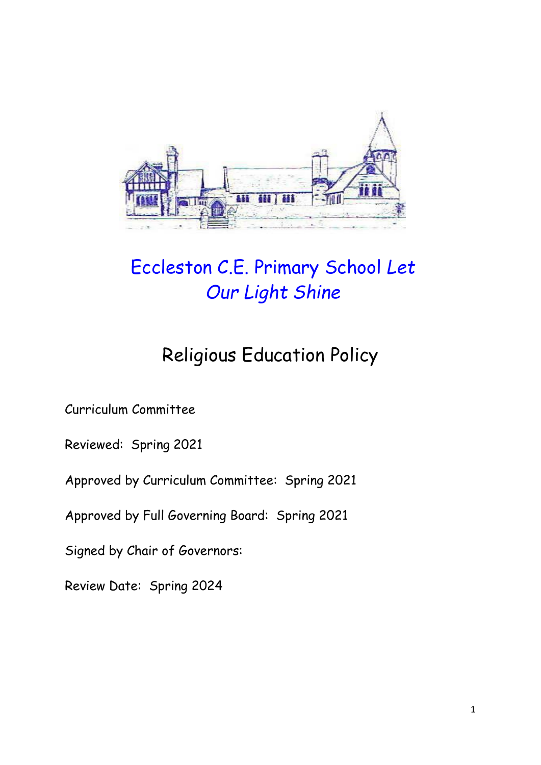# Eccleston C.E. Primary School *Let Our Light Shine*

## Religious Education Policy

Curriculum Committee

Reviewed: Spring 2021

Approved by Curriculum Committee: Spring 2021

Approved by Full Governing Board: Spring 2021

Signed by Chair of Governors:

Review Date: Spring 2024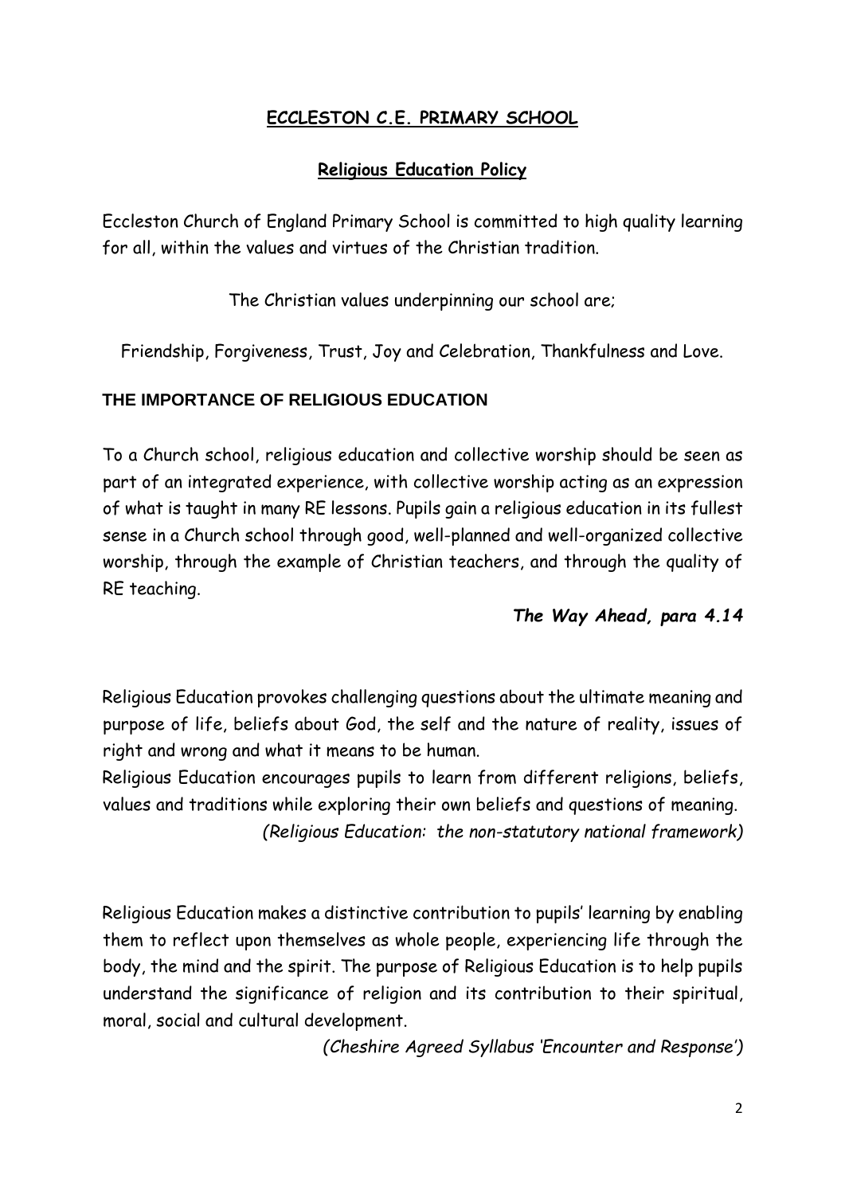# ECCLESTON C.E. PRIMARY SCHOOL

## Religious Education Policy

Eccleston Church of England Primary School is committed to high quality learning for all, within the values and virtues of the Christian tradition.

The Christian values underpinning our school are;

Friendship, Forgiveness, Trust, Joy and Celebration, Thankfulness and Love.

### THE IMPORTANCE OF RELIGIOUS EDUCATION

To a Church school, religious education and collective worship should be seen as part of an integrated experience, with collective worship acting as an expression of what is taught in many RE lessons. Pupils gain a religious education in its fullest sense in a Church school through good, well-planned and well-organized collective worship, through the example of Christian teachers, and through the quality of RE teaching.

***The Way Ahead, para 4.14***

Religious Education provokes challenging questions about the ultimate meaning and purpose of life, beliefs about God, the self and the nature of reality, issues of right and wrong and what it means to be human.

Religious Education encourages pupils to learn from different religions, beliefs, values and traditions while exploring their own beliefs and questions of meaning.

*(Religious Education: the non-statutory national framework)*

Religious Education makes a distinctive contribution to pupils' learning by enabling them to reflect upon themselves as whole people, experiencing life through the body, the mind and the spirit. The purpose of Religious Education is to help pupils understand the significance of religion and its contribution to their spiritual, moral, social and cultural development.

*(Cheshire Agreed Syllabus 'Encounter and Response')*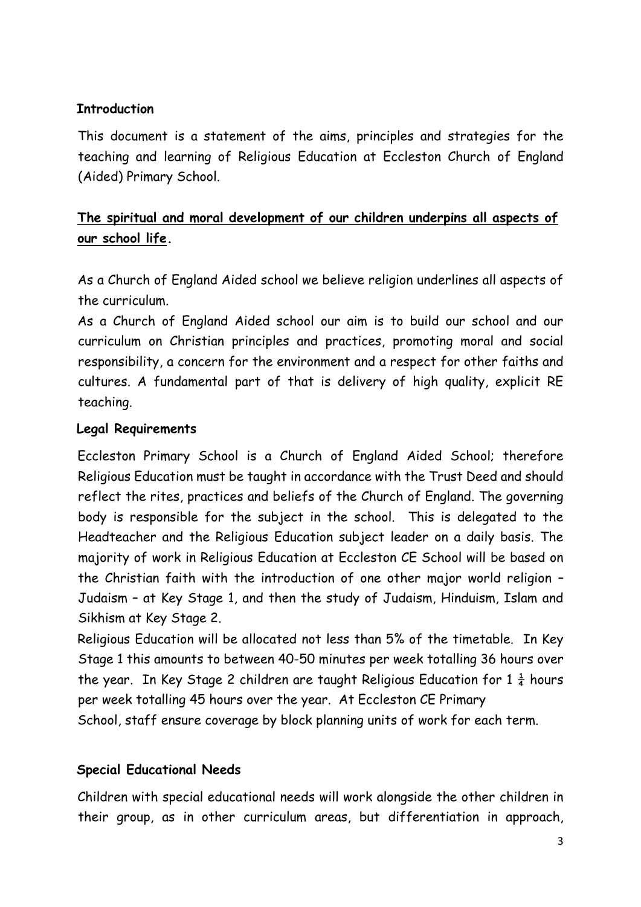## Introduction

This document is a statement of the aims, principles and strategies for the teaching and learning of Religious Education at Eccleston Church of England (Aided) Primary School.

**<u>The spiritual and moral development of our children underpins all aspects of our school life</u>.**

As a Church of England Aided school we believe religion underlines all aspects of the curriculum.

As a Church of England Aided school our aim is to build our school and our curriculum on Christian principles and practices, promoting moral and social responsibility, a concern for the environment and a respect for other faiths and cultures. A fundamental part of that is delivery of high quality, explicit RE teaching.

## Legal Requirements

Eccleston Primary School is a Church of England Aided School; therefore Religious Education must be taught in accordance with the Trust Deed and should reflect the rites, practices and beliefs of the Church of England. The governing body is responsible for the subject in the school. This is delegated to the Headteacher and the Religious Education subject leader on a daily basis. The majority of work in Religious Education at Eccleston CE School will be based on the Christian faith with the introduction of one other major world religion – Judaism – at Key Stage 1, and then the study of Judaism, Hinduism, Islam and Sikhism at Key Stage 2.

Religious Education will be allocated not less than 5% of the timetable. In Key Stage 1 this amounts to between 40-50 minutes per week totalling 36 hours over the year. In Key Stage 2 children are taught Religious Education for 1 ¼ hours per week totalling 45 hours over the year. At Eccleston CE Primary School, staff ensure coverage by block planning units of work for each term.

## Special Educational Needs

Children with special educational needs will work alongside the other children in their group, as in other curriculum areas, but differentiation in approach,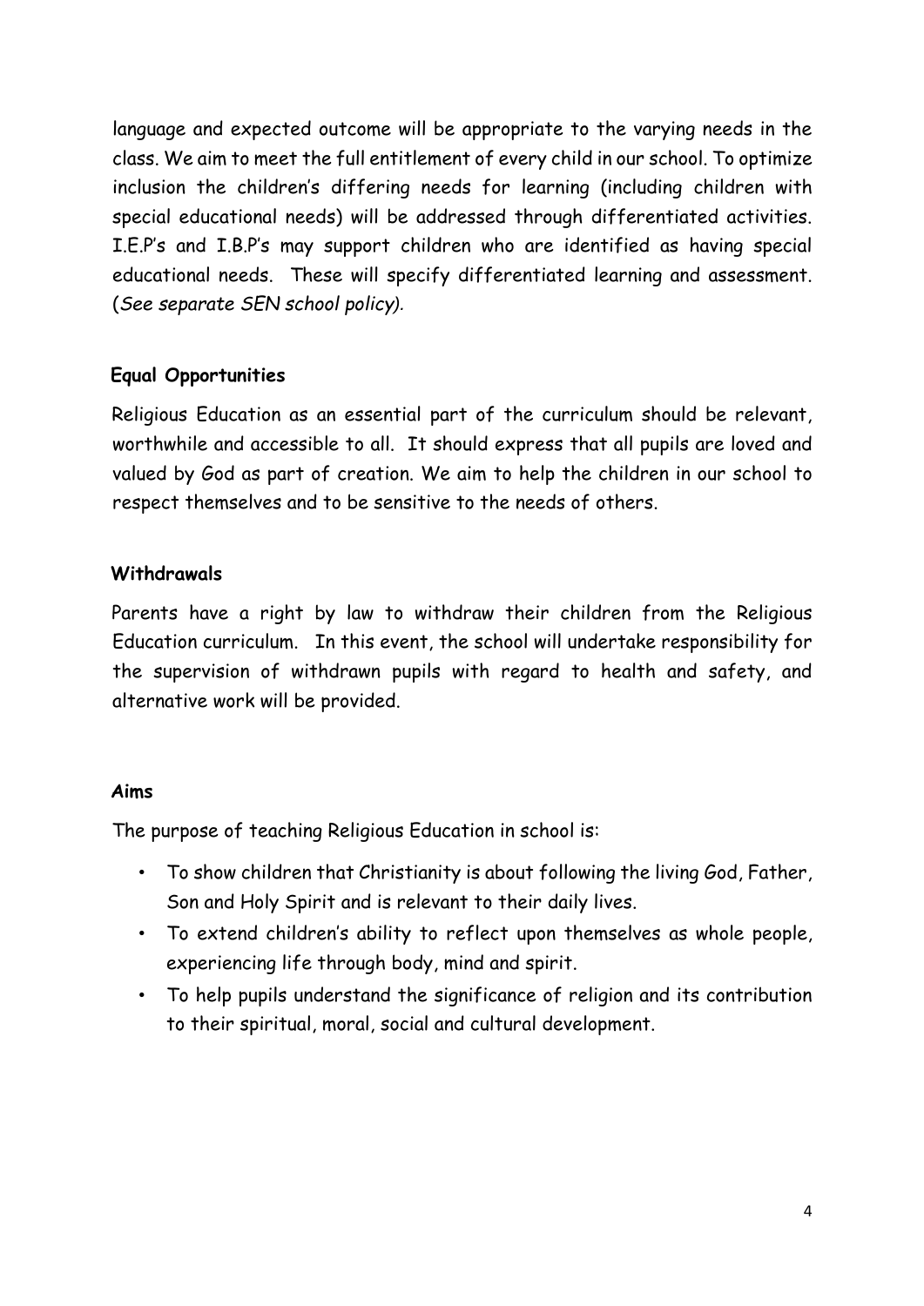language and expected outcome will be appropriate to the varying needs in the class. We aim to meet the full entitlement of every child in our school. To optimize inclusion the children's differing needs for learning (including children with special educational needs) will be addressed through differentiated activities. I.E.P's and I.B.P's may support children who are identified as having special educational needs. These will specify differentiated learning and assessment. (*See separate SEN school policy).*

**Equal Opportunities**

Religious Education as an essential part of the curriculum should be relevant, worthwhile and accessible to all. It should express that all pupils are loved and valued by God as part of creation. We aim to help the children in our school to respect themselves and to be sensitive to the needs of others.

**Withdrawals**

Parents have a right by law to withdraw their children from the Religious Education curriculum. In this event, the school will undertake responsibility for the supervision of withdrawn pupils with regard to health and safety, and alternative work will be provided.

**Aims**

The purpose of teaching Religious Education in school is:

- To show children that Christianity is about following the living God, Father, Son and Holy Spirit and is relevant to their daily lives.
- To extend children's ability to reflect upon themselves as whole people, experiencing life through body, mind and spirit.
- To help pupils understand the significance of religion and its contribution to their spiritual, moral, social and cultural development.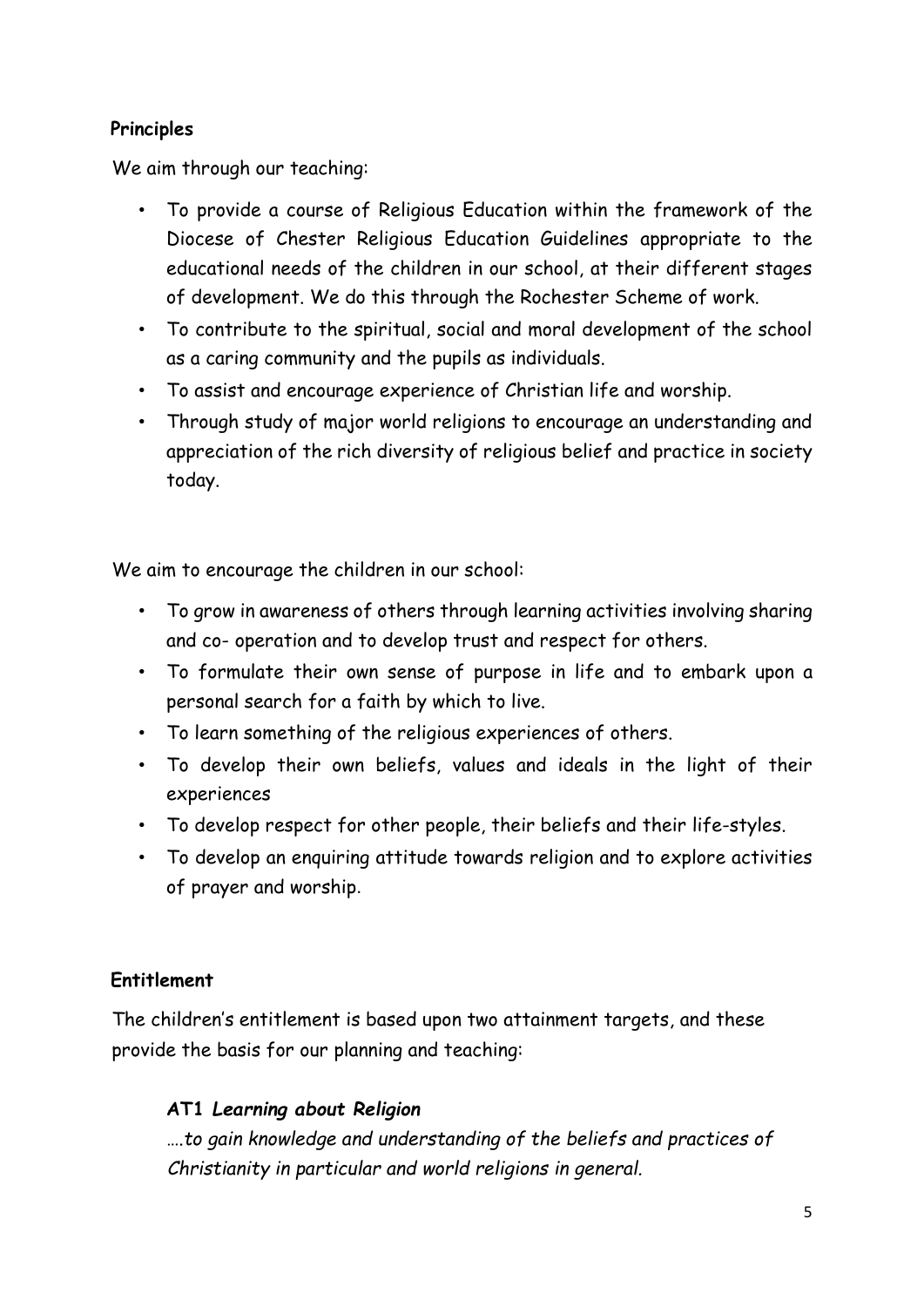**Principles**

We aim through our teaching:

- To provide a course of Religious Education within the framework of the Diocese of Chester Religious Education Guidelines appropriate to the educational needs of the children in our school, at their different stages of development. We do this through the Rochester Scheme of work.
- To contribute to the spiritual, social and moral development of the school as a caring community and the pupils as individuals.
- To assist and encourage experience of Christian life and worship.
- Through study of major world religions to encourage an understanding and appreciation of the rich diversity of religious belief and practice in society today.

We aim to encourage the children in our school:

- To grow in awareness of others through learning activities involving sharing and co- operation and to develop trust and respect for others.
- To formulate their own sense of purpose in life and to embark upon a personal search for a faith by which to live.
- To learn something of the religious experiences of others.
- To develop their own beliefs, values and ideals in the light of their experiences
- To develop respect for other people, their beliefs and their life-styles.
- To develop an enquiring attitude towards religion and to explore activities of prayer and worship.

**Entitlement**

The children's entitlement is based upon two attainment targets, and these provide the basis for our planning and teaching:

***AT1 Learning about Religion***

*….to gain knowledge and understanding of the beliefs and practices of Christianity in particular and world religions in general.*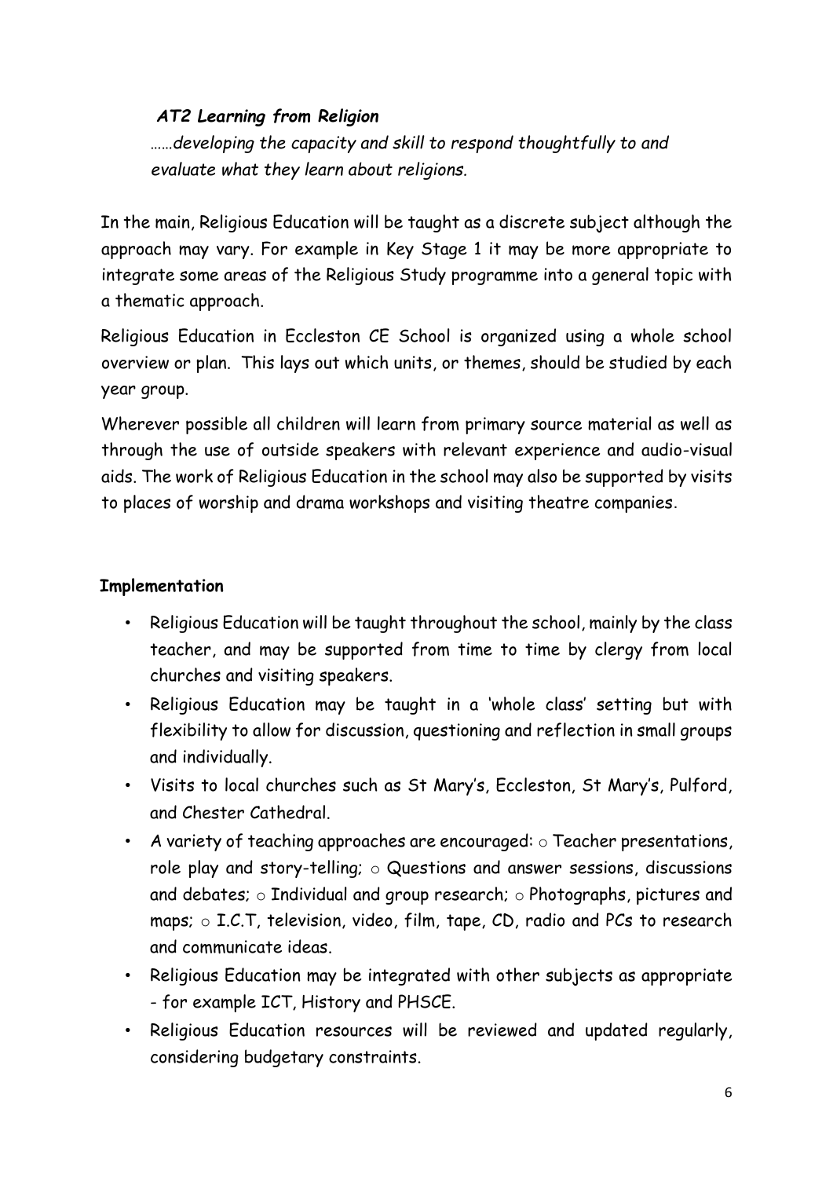***AT2 Learning from Religion***

*……developing the capacity and skill to respond thoughtfully to and evaluate what they learn about religions.*

In the main, Religious Education will be taught as a discrete subject although the approach may vary. For example in Key Stage 1 it may be more appropriate to integrate some areas of the Religious Study programme into a general topic with a thematic approach.

Religious Education in Eccleston CE School is organized using a whole school overview or plan. This lays out which units, or themes, should be studied by each year group.

Wherever possible all children will learn from primary source material as well as through the use of outside speakers with relevant experience and audio-visual aids. The work of Religious Education in the school may also be supported by visits to places of worship and drama workshops and visiting theatre companies.

**Implementation**

- Religious Education will be taught throughout the school, mainly by the class teacher, and may be supported from time to time by clergy from local churches and visiting speakers.
- Religious Education may be taught in a 'whole class' setting but with flexibility to allow for discussion, questioning and reflection in small groups and individually.
- Visits to local churches such as St Mary's, Eccleston, St Mary's, Pulford, and Chester Cathedral.
- A variety of teaching approaches are encouraged: ○ Teacher presentations, role play and story-telling; ○ Questions and answer sessions, discussions and debates; ○ Individual and group research; ○ Photographs, pictures and maps; ○ I.C.T, television, video, film, tape, CD, radio and PCs to research and communicate ideas.
- Religious Education may be integrated with other subjects as appropriate - for example ICT, History and PHSCE.
- Religious Education resources will be reviewed and updated regularly, considering budgetary constraints.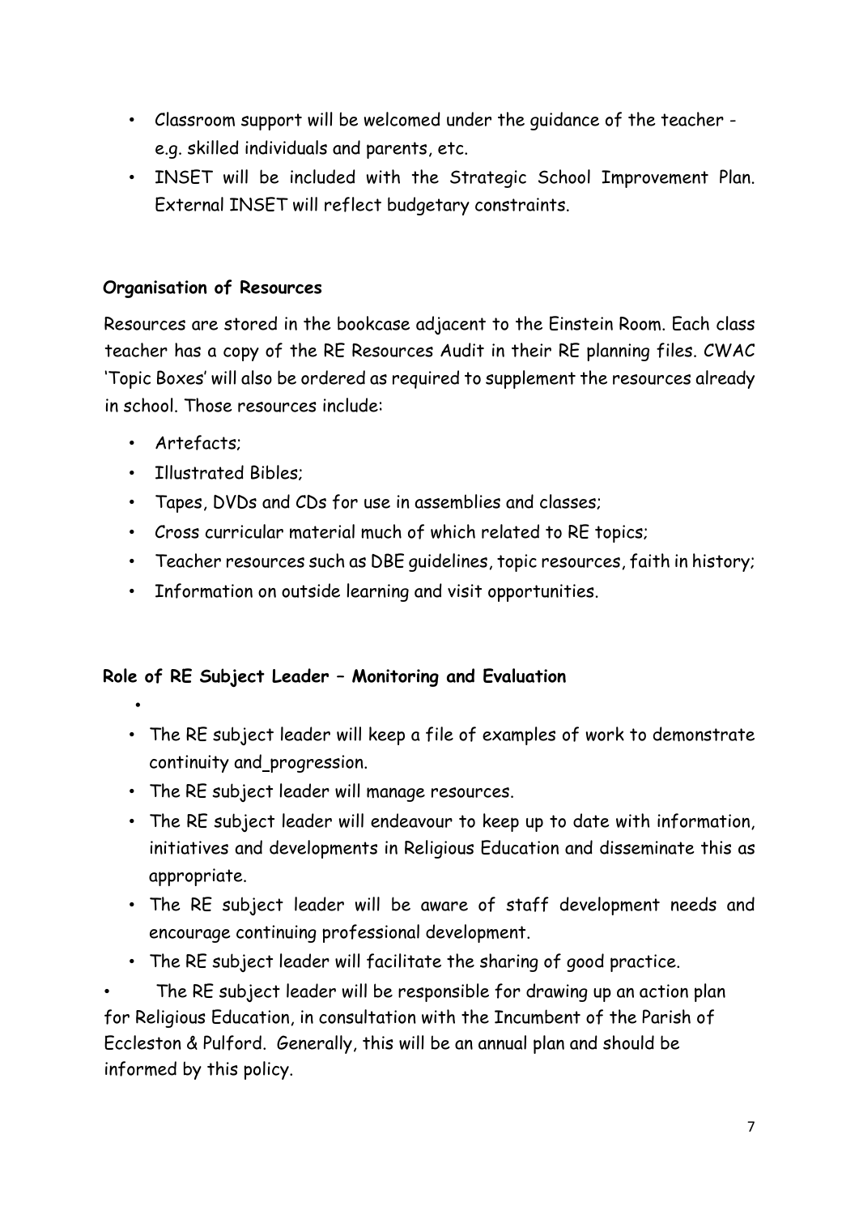- Classroom support will be welcomed under the guidance of the teacher - e.g. skilled individuals and parents, etc.
- INSET will be included with the Strategic School Improvement Plan. External INSET will reflect budgetary constraints.

**Organisation of Resources**

Resources are stored in the bookcase adjacent to the Einstein Room. Each class teacher has a copy of the RE Resources Audit in their RE planning files. CWAC 'Topic Boxes' will also be ordered as required to supplement the resources already in school. Those resources include:

- Artefacts;
- Illustrated Bibles;
- Tapes, DVDs and CDs for use in assemblies and classes;
- Cross curricular material much of which related to RE topics;
- Teacher resources such as DBE guidelines, topic resources, faith in history;
- Information on outside learning and visit opportunities.

**Role of RE Subject Leader – Monitoring and Evaluation**

- The RE subject leader will keep a file of examples of work to demonstrate continuity and_progression.
- The RE subject leader will manage resources.
- The RE subject leader will endeavour to keep up to date with information, initiatives and developments in Religious Education and disseminate this as appropriate.
- The RE subject leader will be aware of staff development needs and encourage continuing professional development.
- The RE subject leader will facilitate the sharing of good practice.
- The RE subject leader will be responsible for drawing up an action plan for Religious Education, in consultation with the Incumbent of the Parish of Eccleston & Pulford. Generally, this will be an annual plan and should be informed by this policy.